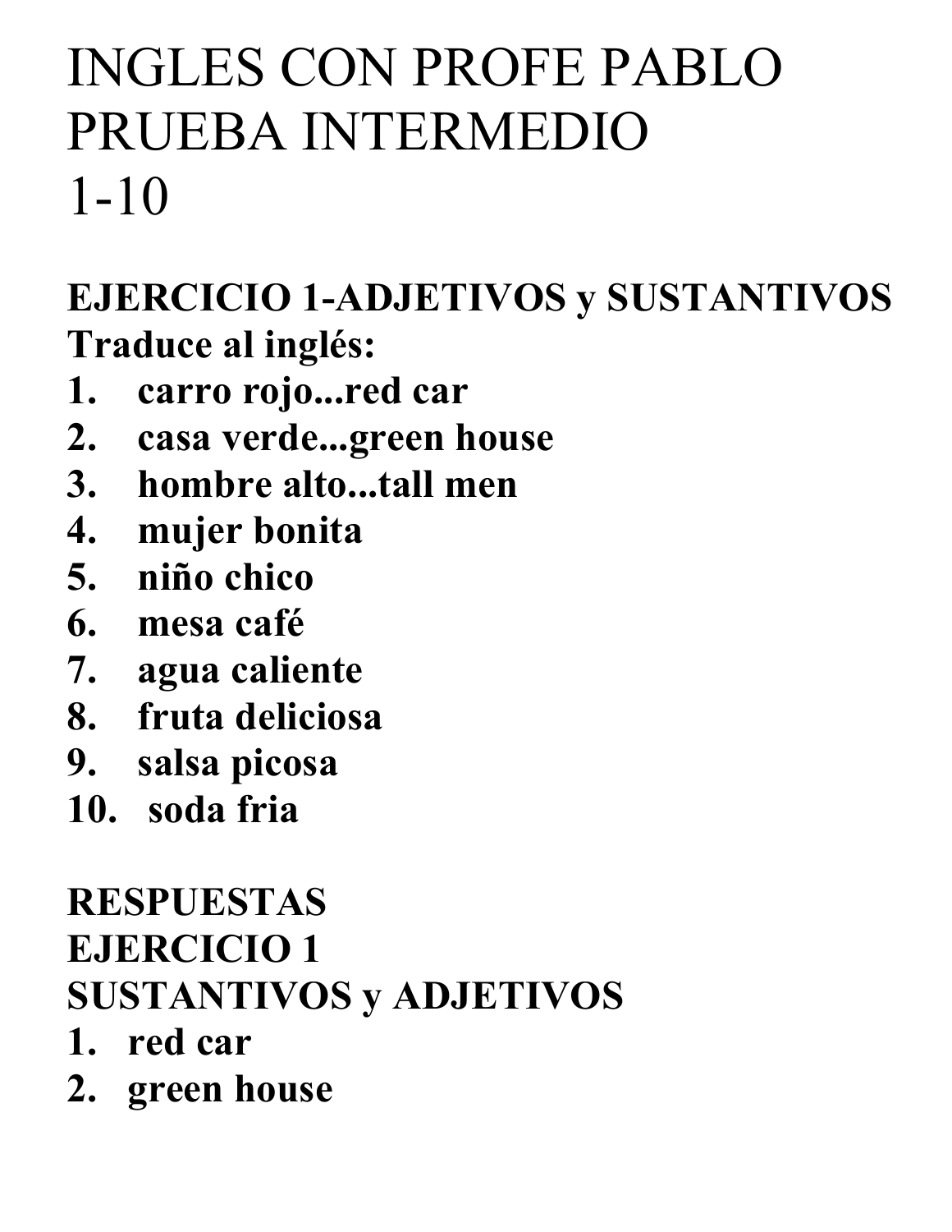# INGLES CON PROFE PABLO
# PRUEBA INTERMEDIO
# 1-10

**EJERCICIO 1-ADJETIVOS y SUSTANTIVOS**
**Traduce al inglés:**

1. **carro rojo...red car**
2. **casa verde...green house**
3. **hombre alto...tall men**
4. **mujer bonita**
5. **niño chico**
6. **mesa café**
7. **agua caliente**
8. **fruta deliciosa**
9. **salsa picosa**
10. **soda fria**

**RESPUESTAS**
**EJERCICIO 1**
**SUSTANTIVOS y ADJETIVOS**

1. **red car**
2. **green house**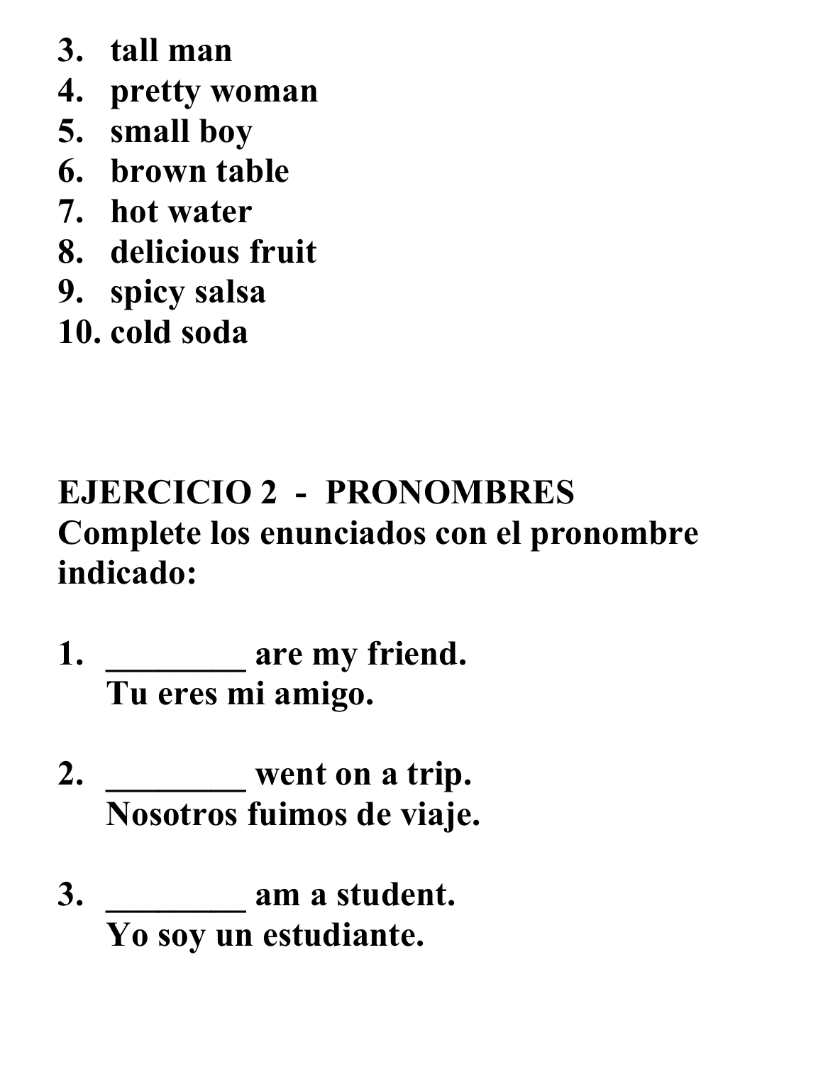3. **tall man**
4. **pretty woman**
5. **small boy**
6. **brown table**
7. **hot water**
8. **delicious fruit**
9. **spicy salsa**
10. **cold soda**

## EJERCICIO 2 - PRONOMBRES

**Complete los enunciados con el pronombre indicado:**

1. **________ are my friend.**
   **Tu eres mi amigo.**

2. **________ went on a trip.**
   **Nosotros fuimos de viaje.**

3. **________ am a student.**
   **Yo soy un estudiante.**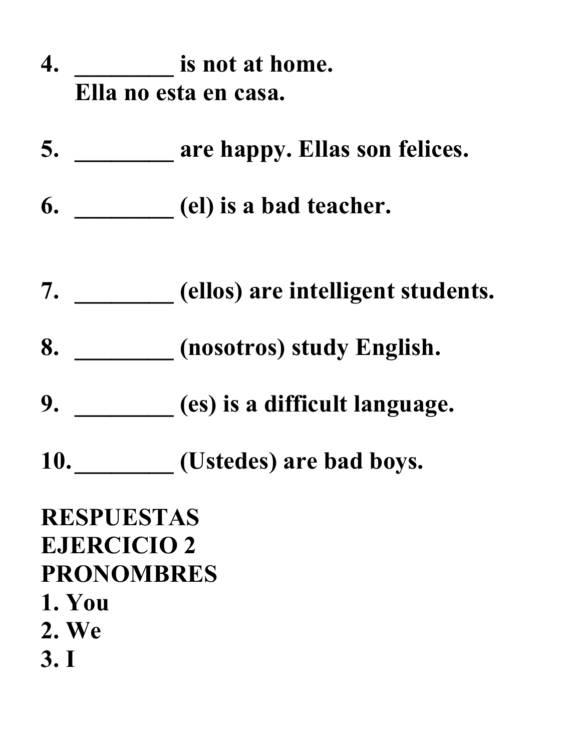**4. ________ is not at home.**
**Ella no esta en casa.**

**5. ________ are happy. Ellas son felices.**

**6. ________ (el) is a bad teacher.**

**7. ________ (ellos) are intelligent students.**

**8. ________ (nosotros) study English.**

**9. ________ (es) is a difficult language.**

**10. ________ (Ustedes) are bad boys.**

**RESPUESTAS**
**EJERCICIO 2**
**PRONOMBRES**

**1. You**
**2. We**
**3. I**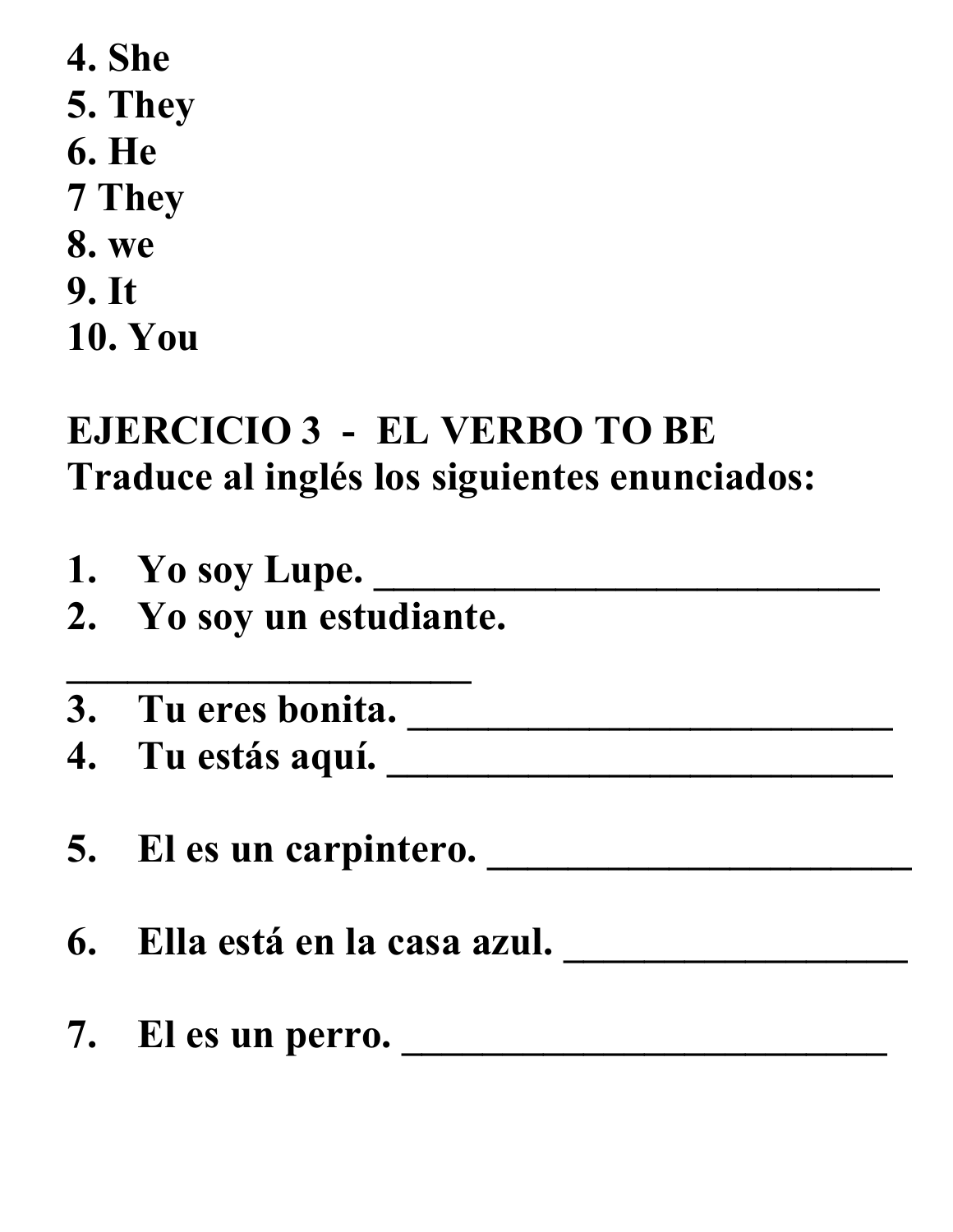**4. She**
**5. They**
**6. He**
**7 They**
**8. we**
**9. It**
**10. You**

## EJERCICIO 3 - EL VERBO TO BE

**Traduce al inglés los siguientes enunciados:**

1. **Yo soy Lupe. ___________________________**
2. **Yo soy un estudiante.**
   **______________________**
3. **Tu eres bonita. ___________________________**
4. **Tu estás aquí. ___________________________**
5. **El es un carpintero. ______________________**
6. **Ella está en la casa azul. __________________**
7. **El es un perro. __________________________**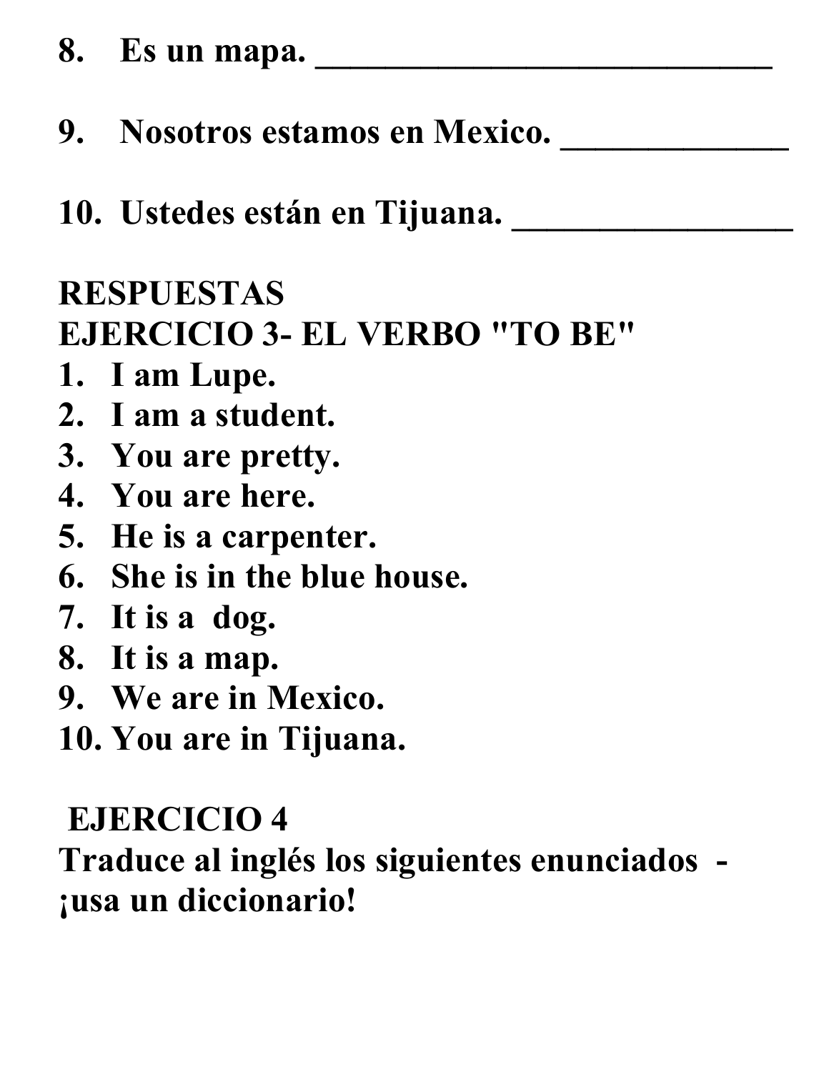8. Es un mapa. ___________________________

9. Nosotros estamos en Mexico. _____________

10. Ustedes están en Tijuana. ________________

**RESPUESTAS**
**EJERCICIO 3- EL VERBO "TO BE"**

1. I am Lupe.
2. I am a student.
3. You are pretty.
4. You are here.
5. He is a carpenter.
6. She is in the blue house.
7. It is a dog.
8. It is a map.
9. We are in Mexico.
10. You are in Tijuana.

**EJERCICIO 4**
**Traduce al inglés los siguientes enunciados - ¡usa un diccionario!**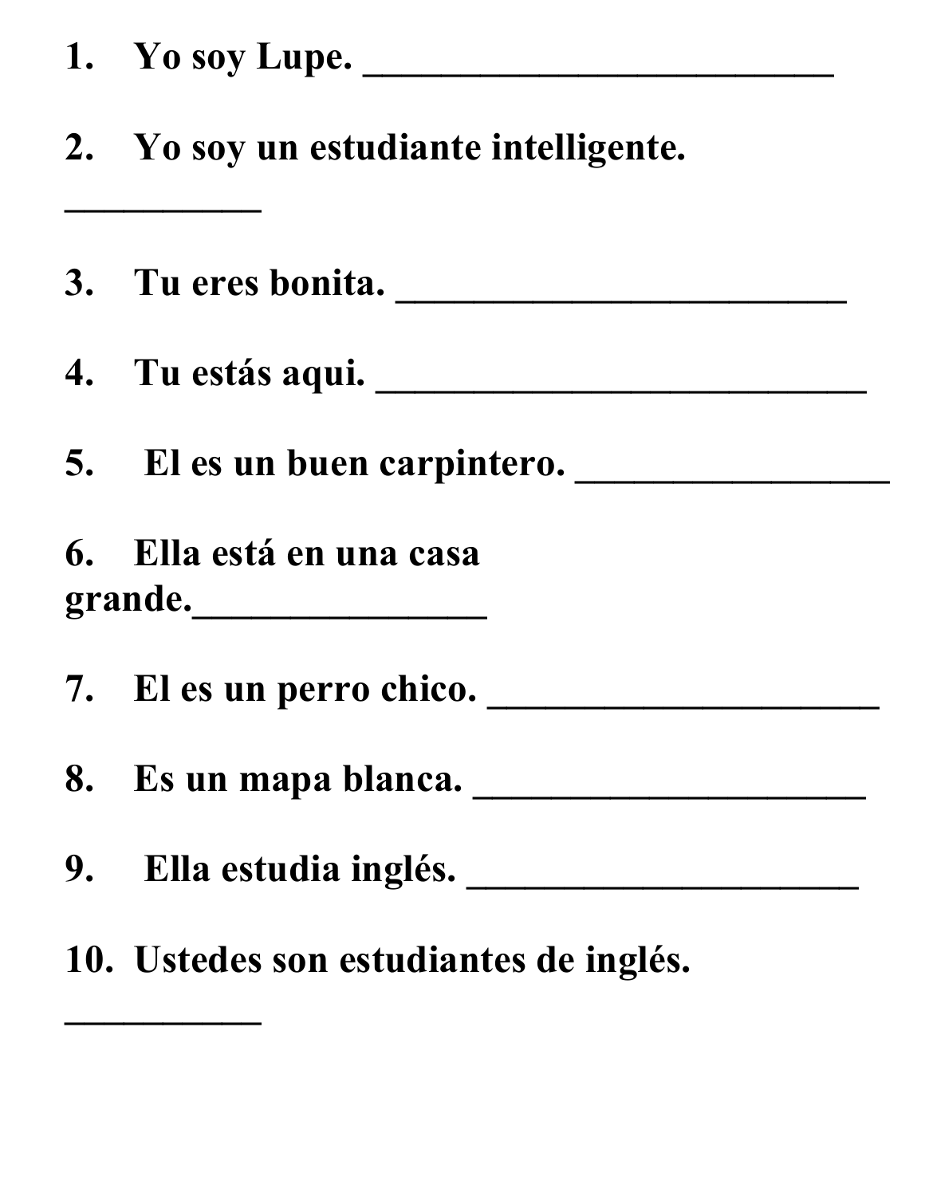1. **Yo soy Lupe. ________________________**

2. **Yo soy un estudiante intelligente. __________**

3. **Tu eres bonita. _______________________**

4. **Tu estás aqui. _________________________**

5. **El es un buen carpintero. ________________**

6. **Ella está en una casa grande.______________**

7. **El es un perro chico. ____________________**

8. **Es un mapa blanca. ____________________**

9. **Ella estudia inglés. ____________________**

10. **Ustedes son estudiantes de inglés. __________**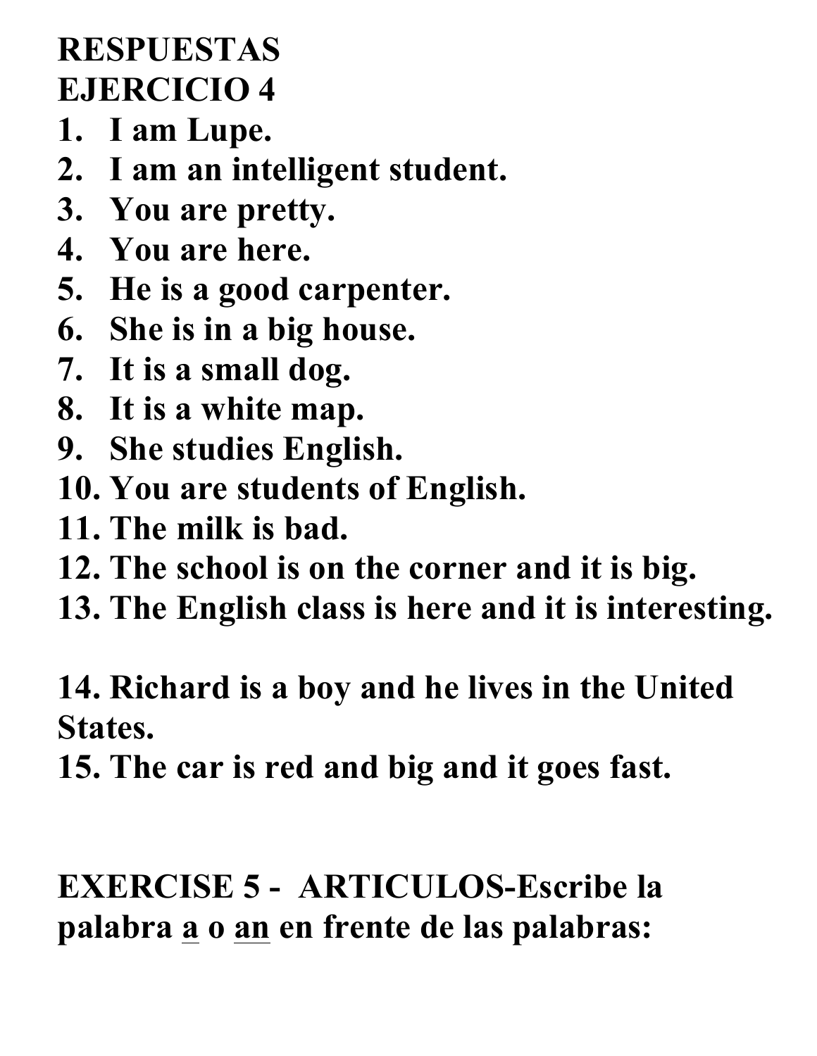**RESPUESTAS**
**EJERCICIO 4**

1. **I am Lupe.**
2. **I am an intelligent student.**
3. **You are pretty.**
4. **You are here.**
5. **He is a good carpenter.**
6. **She is in a big house.**
7. **It is a small dog.**
8. **It is a white map.**
9. **She studies English.**
10. **You are students of English.**
11. **The milk is bad.**
12. **The school is on the corner and it is big.**
13. **The English class is here and it is interesting.**
14. **Richard is a boy and he lives in the United States.**
15. **The car is red and big and it goes fast.**

**EXERCISE 5 - ARTICULOS-Escribe la palabra a o an en frente de las palabras:**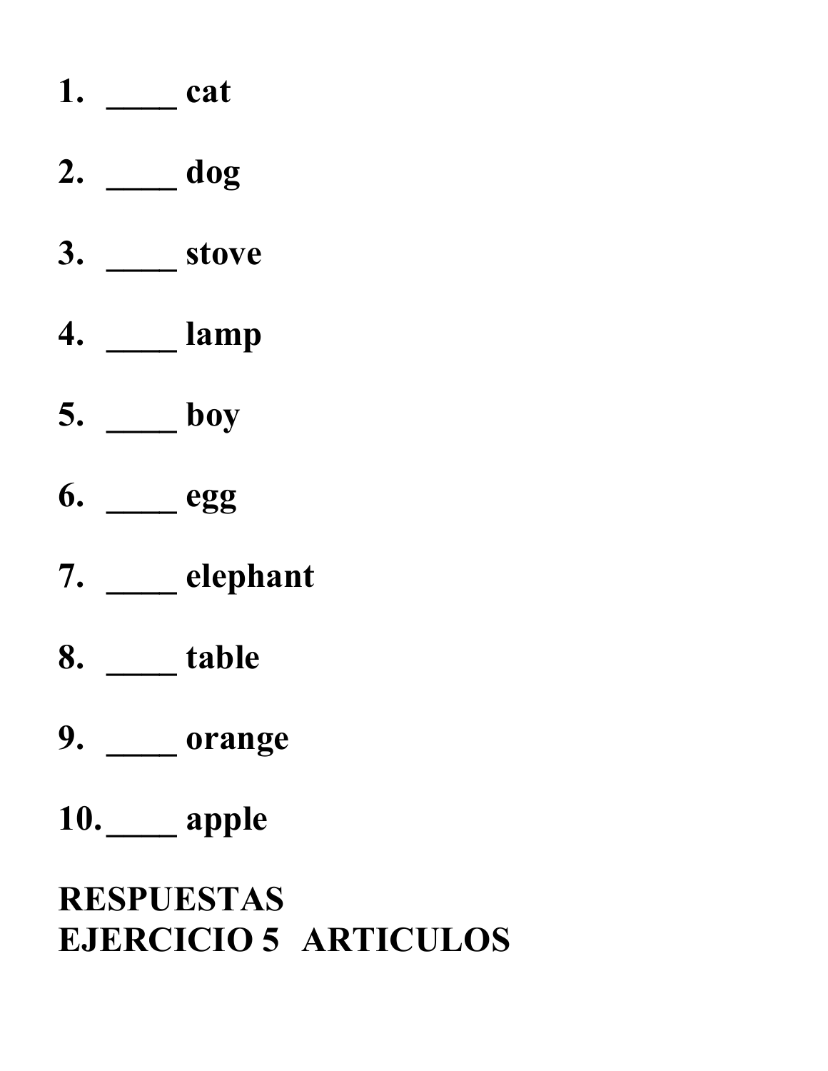1. ____ cat
2. ____ dog
3. ____ stove
4. ____ lamp
5. ____ boy
6. ____ egg
7. ____ elephant
8. ____ table
9. ____ orange
10. ____ apple

**RESPUESTAS**
**EJERCICIO 5 ARTICULOS**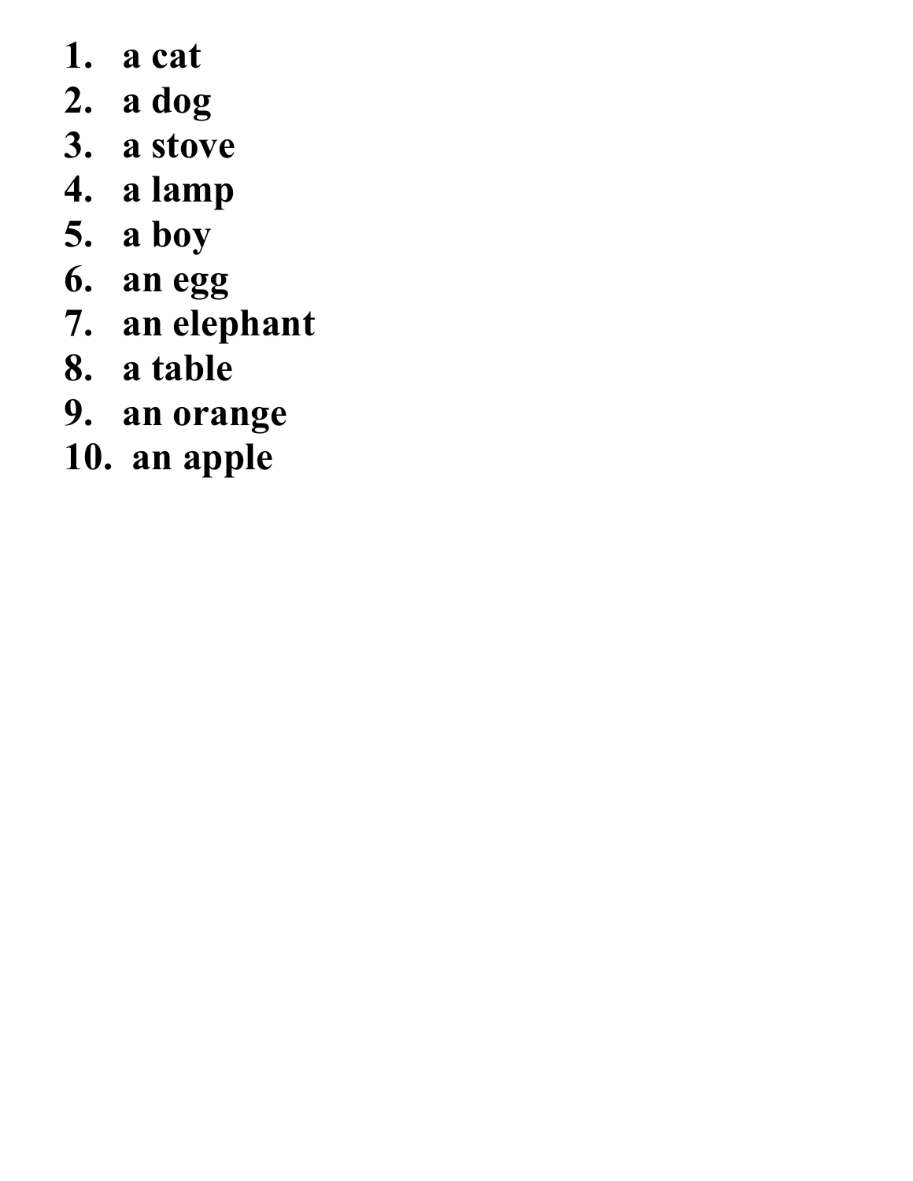1. **a cat**
2. **a dog**
3. **a stove**
4. **a lamp**
5. **a boy**
6. **an egg**
7. **an elephant**
8. **a table**
9. **an orange**
10. **an apple**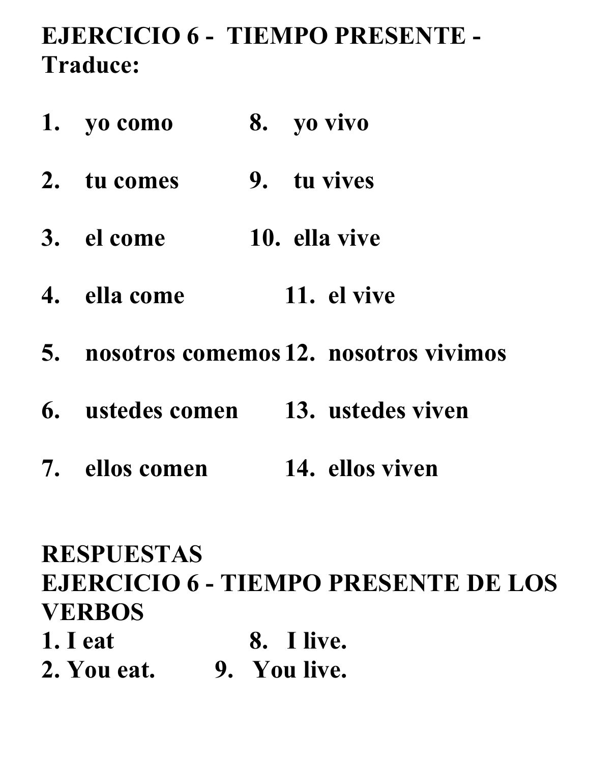**EJERCICIO 6 - TIEMPO PRESENTE - Traduce:**

| | |
|---|---|
| **1. yo como** | **8. yo vivo** |
| **2. tu comes** | **9. tu vives** |
| **3. el come** | **10. ella vive** |
| **4. ella come** | **11. el vive** |
| **5. nosotros comemos** | **12. nosotros vivimos** |
| **6. ustedes comen** | **13. ustedes viven** |
| **7. ellos comen** | **14. ellos viven** |

**RESPUESTAS**
**EJERCICIO 6 - TIEMPO PRESENTE DE LOS VERBOS**

| | |
|---|---|
| **1. I eat** | **8. I live.** |
| **2. You eat.** | **9. You live.** |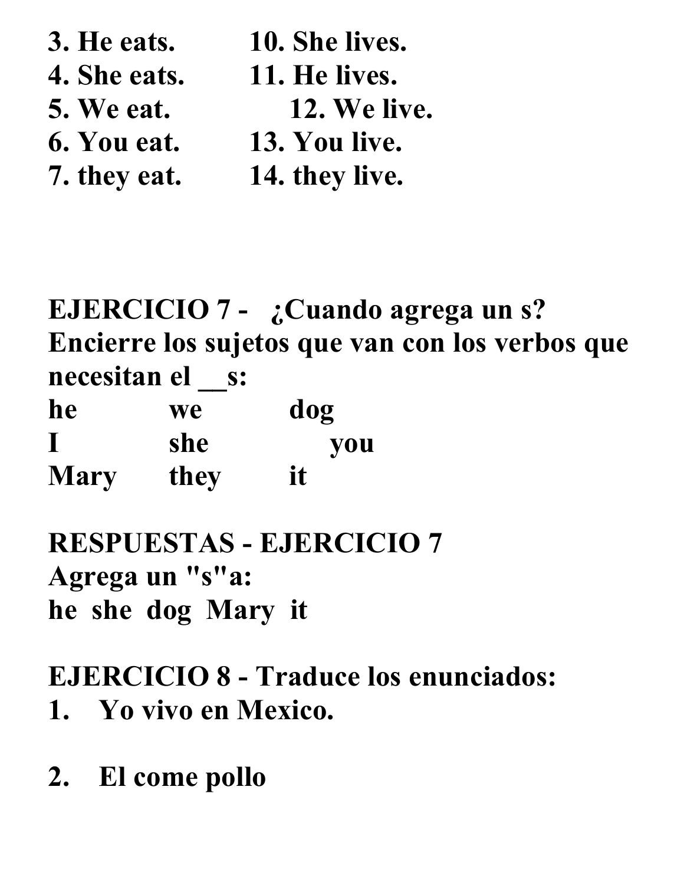3. He eats.
4. She eats.
5. We eat.
6. You eat.
7. they eat.

10. She lives.
11. He lives.
12. We live.
13. You live.
14. they live.

**EJERCICIO 7 - ¿Cuando agrega un s?**
**Encierre los sujetos que van con los verbos que necesitan el __s:**

| | | |
|---|---|---|
| he | we | dog |
| I | she | you |
| Mary | they | it |

**RESPUESTAS - EJERCICIO 7**
**Agrega un "s"a:**
**he she dog Mary it**

**EJERCICIO 8 - Traduce los enunciados:**

1. Yo vivo en Mexico.

2. El come pollo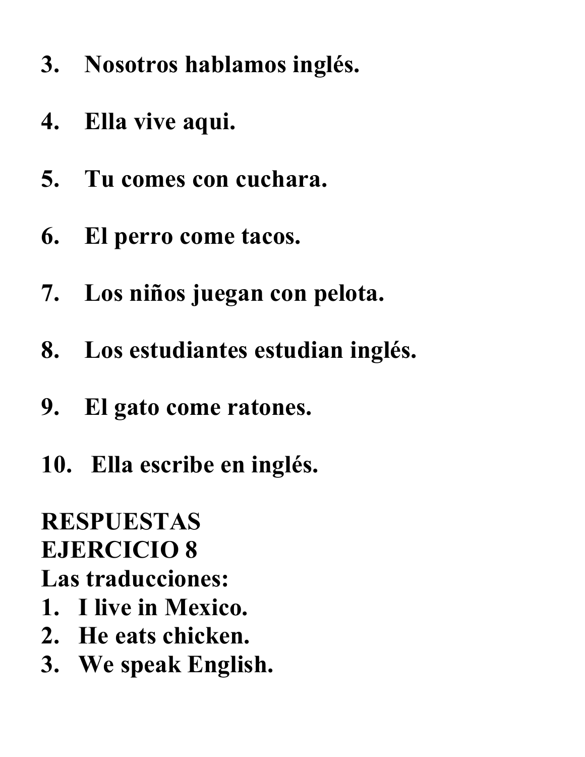3. **Nosotros hablamos inglés.**

4. **Ella vive aqui.**

5. **Tu comes con cuchara.**

6. **El perro come tacos.**

7. **Los niños juegan con pelota.**

8. **Los estudiantes estudian inglés.**

9. **El gato come ratones.**

10. **Ella escribe en inglés.**

**RESPUESTAS**
**EJERCICIO 8**
**Las traducciones:**

1. **I live in Mexico.**
2. **He eats chicken.**
3. **We speak English.**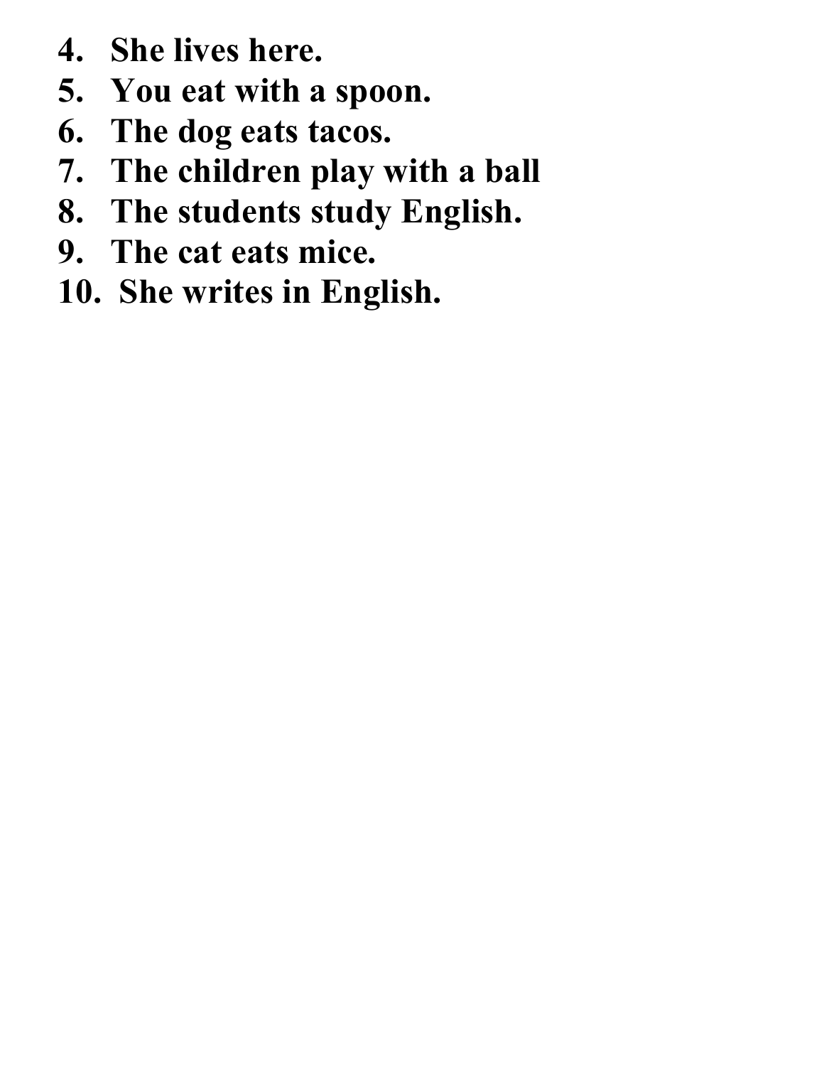4. **She lives here.**
5. **You eat with a spoon.**
6. **The dog eats tacos.**
7. **The children play with a ball**
8. **The students study English.**
9. **The cat eats mice.**
10. **She writes in English.**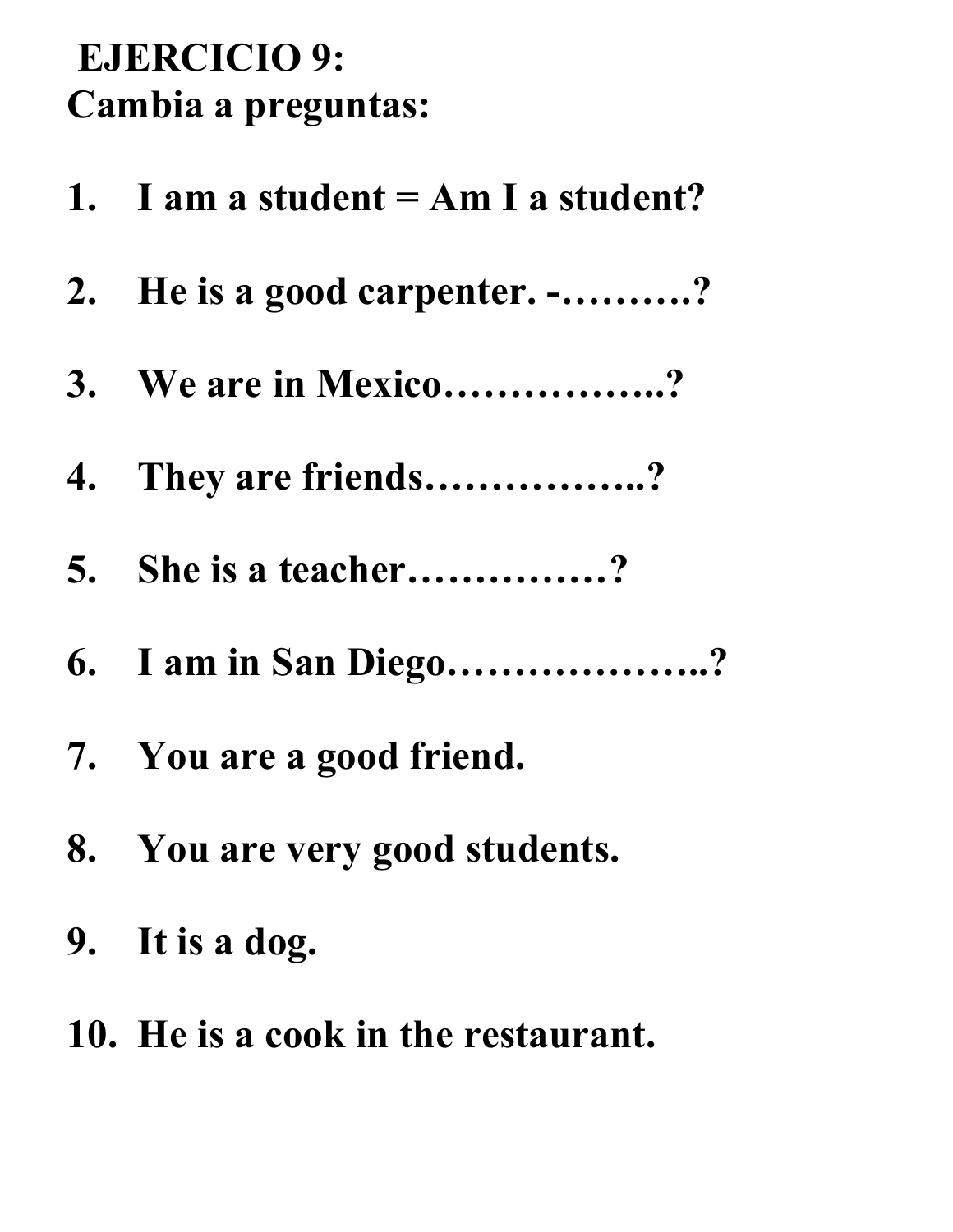**EJERCICIO 9:**
**Cambia a preguntas:**

1. I am a student = Am I a student?

2. He is a good carpenter. -……….?

3. We are in Mexico……………..?

4. They are friends……………..?

5. She is a teacher……………?

6. I am in San Diego………………..?

7. You are a good friend.

8. You are very good students.

9. It is a dog.

10. He is a cook in the restaurant.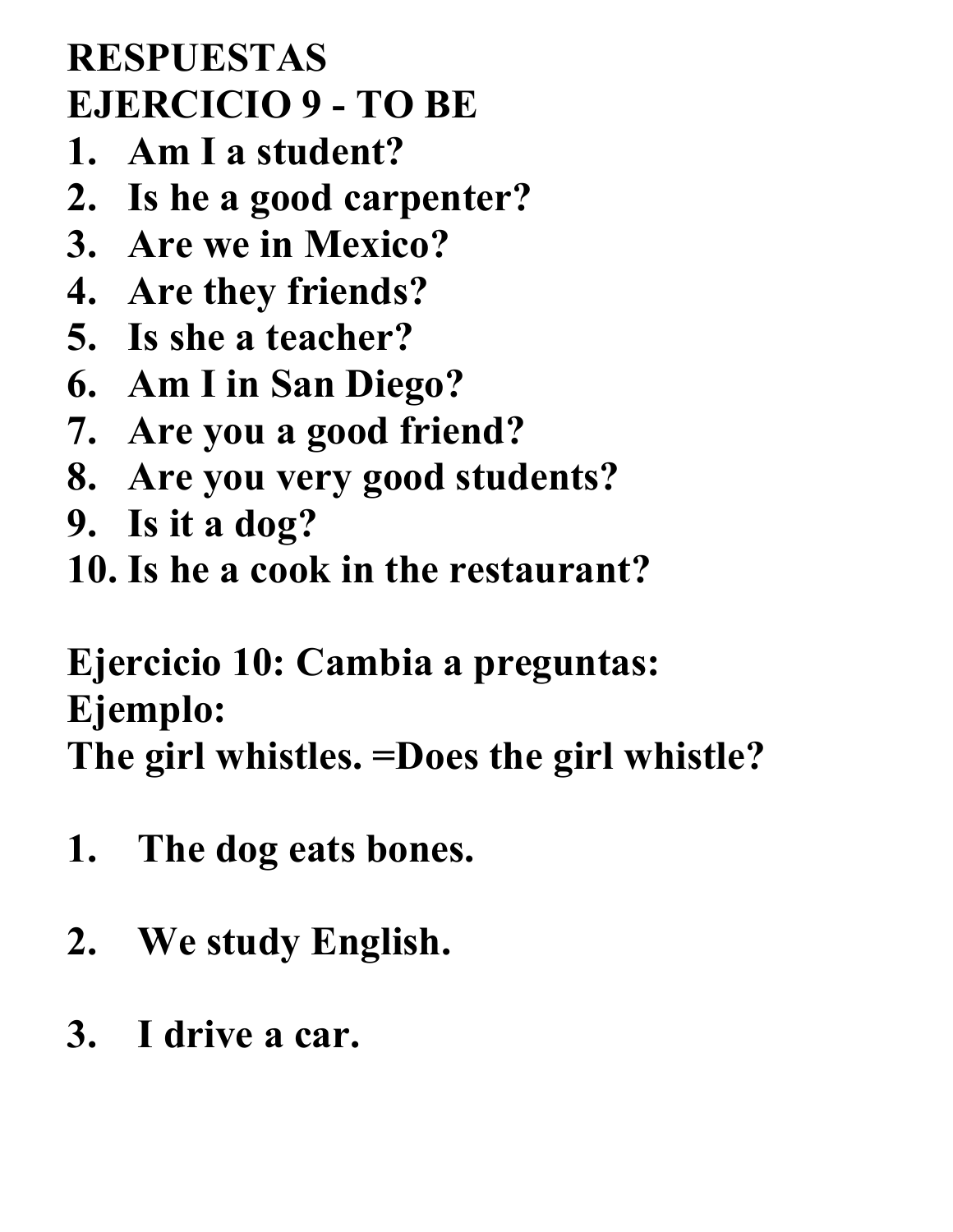**RESPUESTAS**
**EJERCICIO 9 - TO BE**

1. **Am I a student?**
2. **Is he a good carpenter?**
3. **Are we in Mexico?**
4. **Are they friends?**
5. **Is she a teacher?**
6. **Am I in San Diego?**
7. **Are you a good friend?**
8. **Are you very good students?**
9. **Is it a dog?**
10. **Is he a cook in the restaurant?**

**Ejercicio 10: Cambia a preguntas:**
**Ejemplo:**
**The girl whistles. =Does the girl whistle?**

1. **The dog eats bones.**

2. **We study English.**

3. **I drive a car.**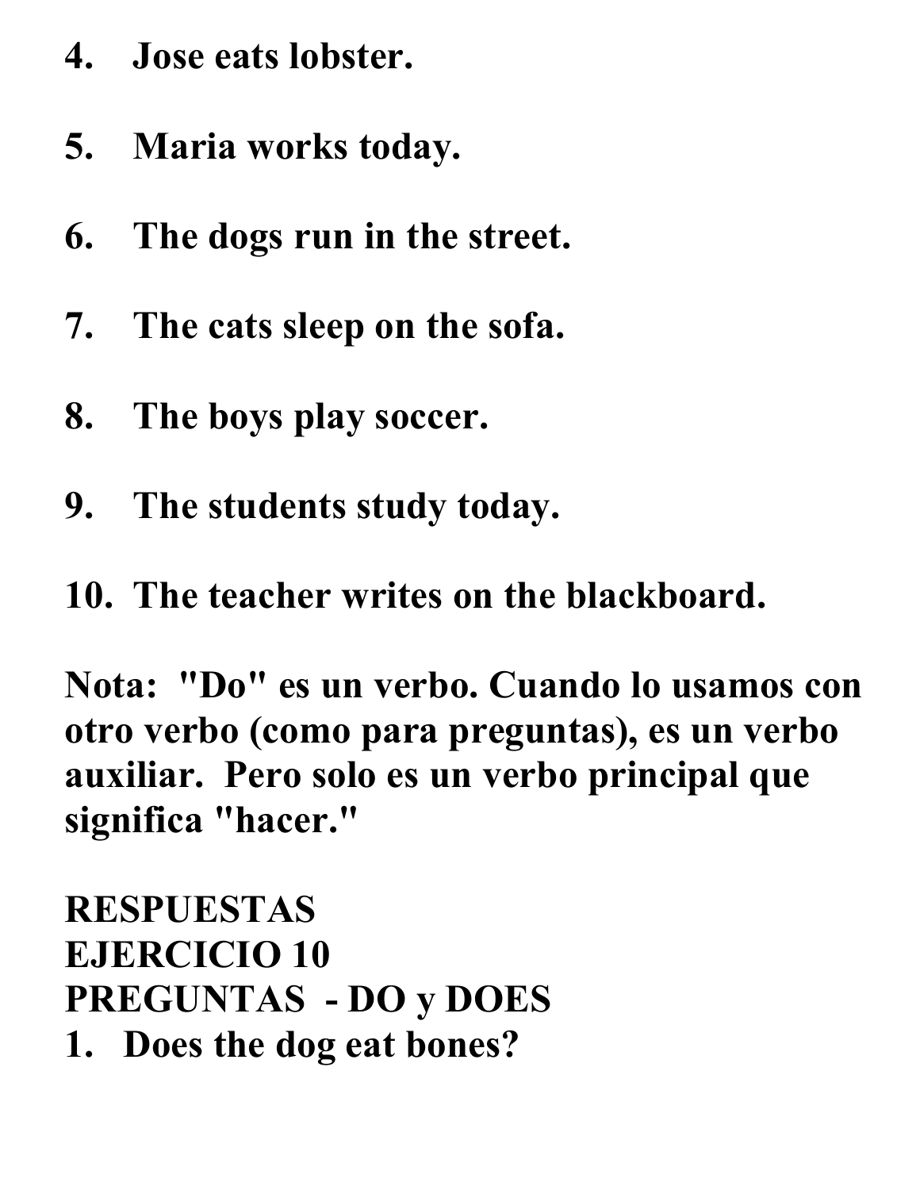4. **Jose eats lobster.**

5. **Maria works today.**

6. **The dogs run in the street.**

7. **The cats sleep on the sofa.**

8. **The boys play soccer.**

9. **The students study today.**

10. **The teacher writes on the blackboard.**

**Nota: "Do" es un verbo. Cuando lo usamos con otro verbo (como para preguntas), es un verbo auxiliar. Pero solo es un verbo principal que significa "hacer."**

**RESPUESTAS**
**EJERCICIO 10**
**PREGUNTAS - DO y DOES**

1. **Does the dog eat bones?**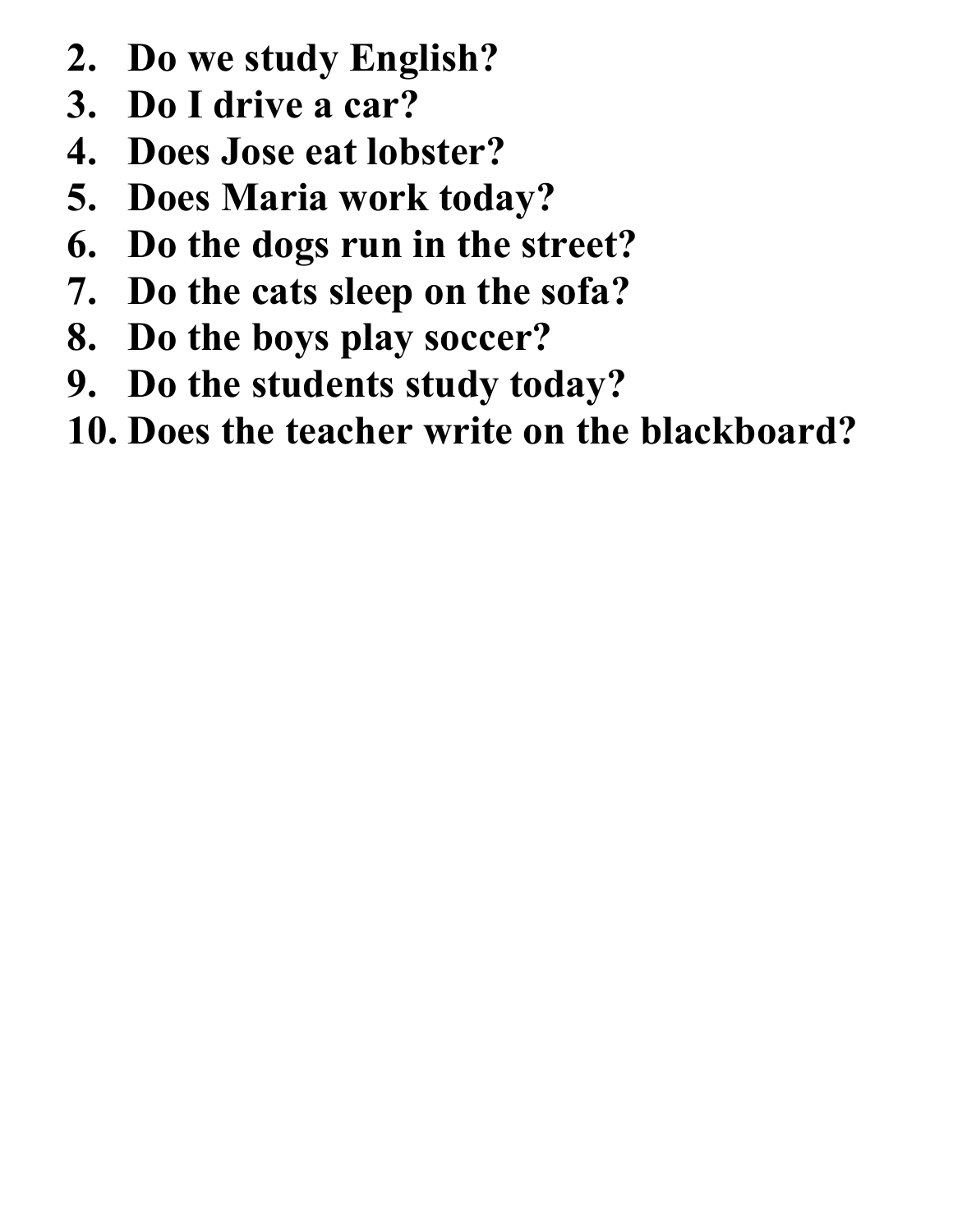2. **Do we study English?**
3. **Do I drive a car?**
4. **Does Jose eat lobster?**
5. **Does Maria work today?**
6. **Do the dogs run in the street?**
7. **Do the cats sleep on the sofa?**
8. **Do the boys play soccer?**
9. **Do the students study today?**
10. **Does the teacher write on the blackboard?**